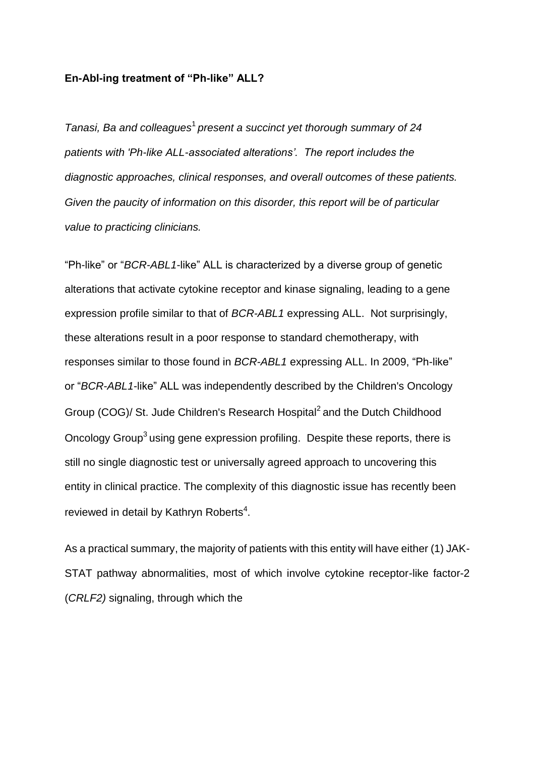**En-Abl-ing treatment of "Ph-like" ALL?**

*Tanasi, Ba and colleagues*[1] *present a succinct yet thorough summary of 24 patients with 'Ph-like ALL-associated alterations'. The report includes the diagnostic approaches, clinical responses, and overall outcomes of these patients. Given the paucity of information on this disorder, this report will be of particular value to practicing clinicians.*

"Ph-like" or "*BCR-ABL1*-like" ALL is characterized by a diverse group of genetic alterations that activate cytokine receptor and kinase signaling, leading to a gene expression profile similar to that of *BCR-ABL1* expressing ALL. Not surprisingly, these alterations result in a poor response to standard chemotherapy, with responses similar to those found in *BCR-ABL1* expressing ALL. In 2009, "Ph-like" or "*BCR-ABL1*-like" ALL was independently described by the Children's Oncology Group (COG)/ St. Jude Children's Research Hospital[2] and the Dutch Childhood Oncology Group[3] using gene expression profiling. Despite these reports, there is still no single diagnostic test or universally agreed approach to uncovering this entity in clinical practice. The complexity of this diagnostic issue has recently been reviewed in detail by Kathryn Roberts[4].

As a practical summary, the majority of patients with this entity will have either (1) JAK-STAT pathway abnormalities, most of which involve cytokine receptor-like factor-2 (*CRLF2)* signaling, through which the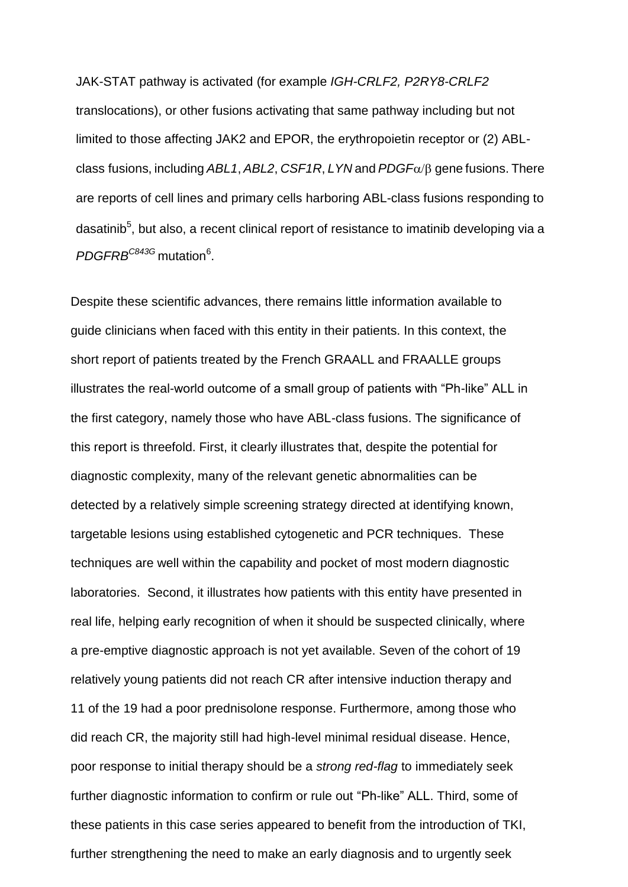JAK-STAT pathway is activated (for example *IGH-CRLF2, P2RY8-CRLF2* translocations), or other fusions activating that same pathway including but not limited to those affecting JAK2 and EPOR, the erythropoietin receptor or (2) ABL-class fusions, including *ABL1*, *ABL2*, *CSF1R*, *LYN* and *PDGF*$\alpha/\beta$ gene fusions. There are reports of cell lines and primary cells harboring ABL-class fusions responding to dasatinib[5], but also, a recent clinical report of resistance to imatinib developing via a *PDGFRB*$^{C843G}$ mutation[6].

Despite these scientific advances, there remains little information available to guide clinicians when faced with this entity in their patients. In this context, the short report of patients treated by the French GRAALL and FRAALLE groups illustrates the real-world outcome of a small group of patients with "Ph-like" ALL in the first category, namely those who have ABL-class fusions. The significance of this report is threefold. First, it clearly illustrates that, despite the potential for diagnostic complexity, many of the relevant genetic abnormalities can be detected by a relatively simple screening strategy directed at identifying known, targetable lesions using established cytogenetic and PCR techniques. These techniques are well within the capability and pocket of most modern diagnostic laboratories. Second, it illustrates how patients with this entity have presented in real life, helping early recognition of when it should be suspected clinically, where a pre-emptive diagnostic approach is not yet available. Seven of the cohort of 19 relatively young patients did not reach CR after intensive induction therapy and 11 of the 19 had a poor prednisolone response. Furthermore, among those who did reach CR, the majority still had high-level minimal residual disease. Hence, poor response to initial therapy should be a *strong red-flag* to immediately seek further diagnostic information to confirm or rule out "Ph-like" ALL. Third, some of these patients in this case series appeared to benefit from the introduction of TKI, further strengthening the need to make an early diagnosis and to urgently seek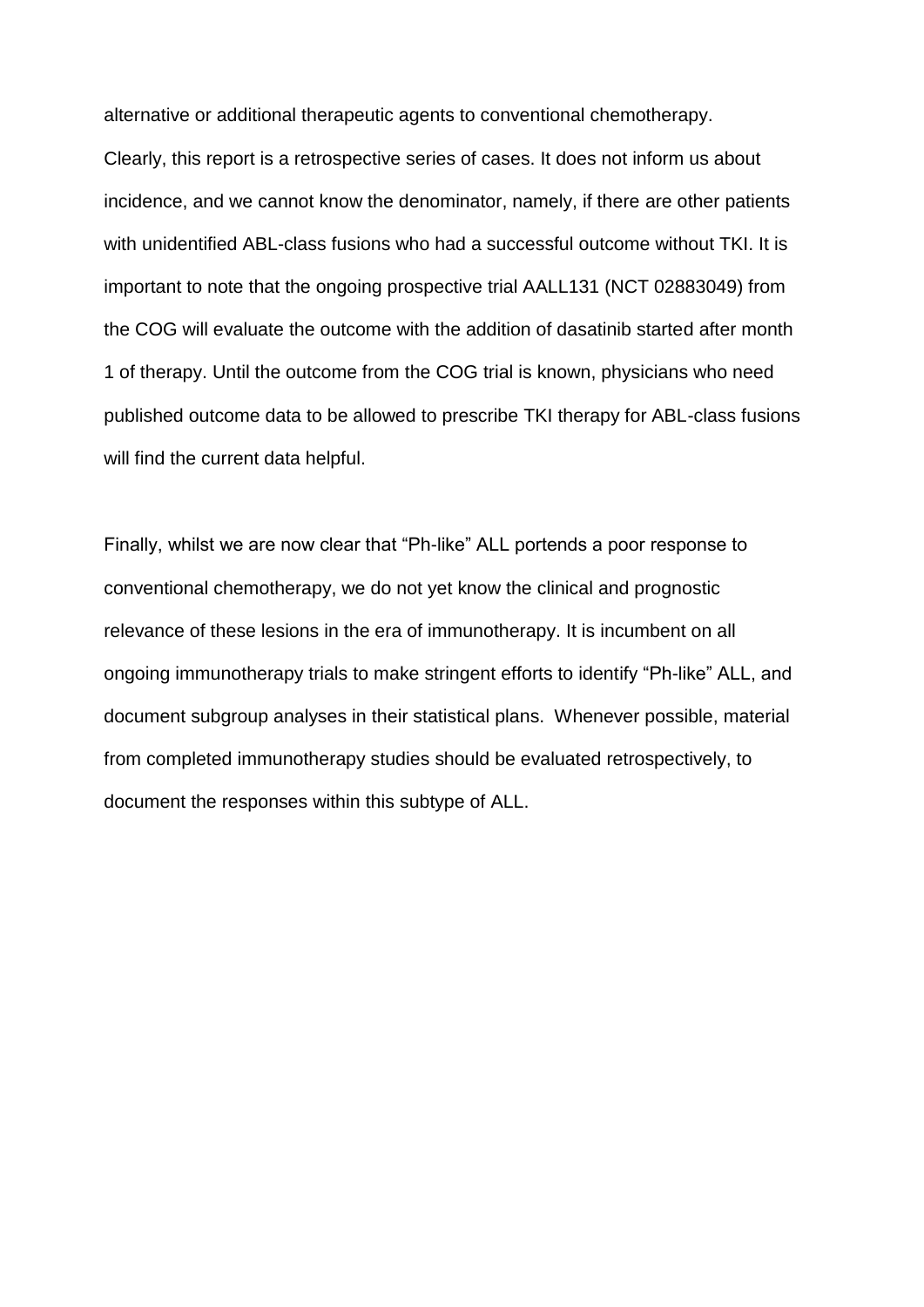alternative or additional therapeutic agents to conventional chemotherapy.
Clearly, this report is a retrospective series of cases. It does not inform us about incidence, and we cannot know the denominator, namely, if there are other patients with unidentified ABL-class fusions who had a successful outcome without TKI. It is important to note that the ongoing prospective trial AALL131 (NCT 02883049) from the COG will evaluate the outcome with the addition of dasatinib started after month 1 of therapy. Until the outcome from the COG trial is known, physicians who need published outcome data to be allowed to prescribe TKI therapy for ABL-class fusions will find the current data helpful.

Finally, whilst we are now clear that "Ph-like" ALL portends a poor response to conventional chemotherapy, we do not yet know the clinical and prognostic relevance of these lesions in the era of immunotherapy. It is incumbent on all ongoing immunotherapy trials to make stringent efforts to identify "Ph-like" ALL, and document subgroup analyses in their statistical plans. Whenever possible, material from completed immunotherapy studies should be evaluated retrospectively, to document the responses within this subtype of ALL.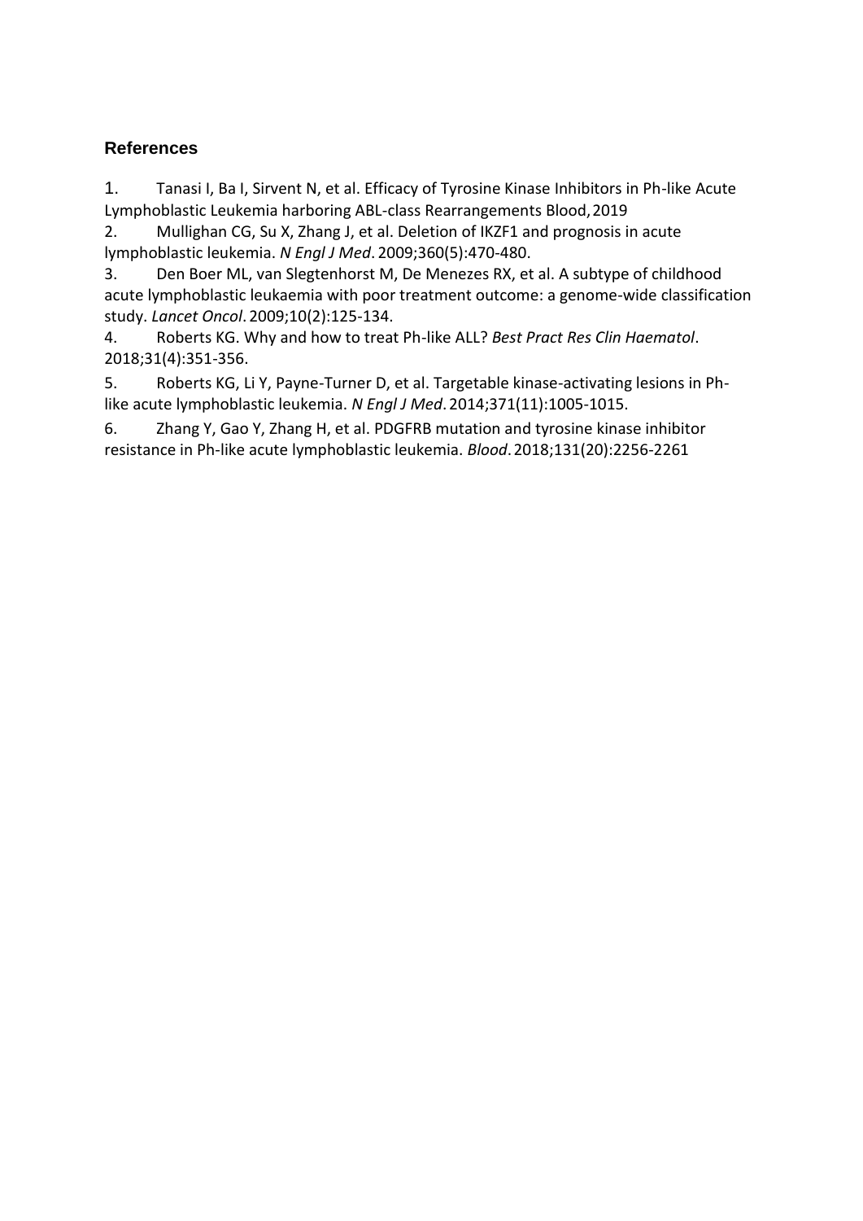## References

1. Tanasi I, Ba I, Sirvent N, et al. Efficacy of Tyrosine Kinase Inhibitors in Ph-like Acute Lymphoblastic Leukemia harboring ABL-class Rearrangements Blood, 2019
2. Mullighan CG, Su X, Zhang J, et al. Deletion of IKZF1 and prognosis in acute lymphoblastic leukemia. *N Engl J Med*. 2009;360(5):470-480.
3. Den Boer ML, van Slegtenhorst M, De Menezes RX, et al. A subtype of childhood acute lymphoblastic leukaemia with poor treatment outcome: a genome-wide classification study. *Lancet Oncol*. 2009;10(2):125-134.
4. Roberts KG. Why and how to treat Ph-like ALL? *Best Pract Res Clin Haematol*. 2018;31(4):351-356.
5. Roberts KG, Li Y, Payne-Turner D, et al. Targetable kinase-activating lesions in Ph-like acute lymphoblastic leukemia. *N Engl J Med*. 2014;371(11):1005-1015.
6. Zhang Y, Gao Y, Zhang H, et al. PDGFRB mutation and tyrosine kinase inhibitor resistance in Ph-like acute lymphoblastic leukemia. *Blood*. 2018;131(20):2256-2261